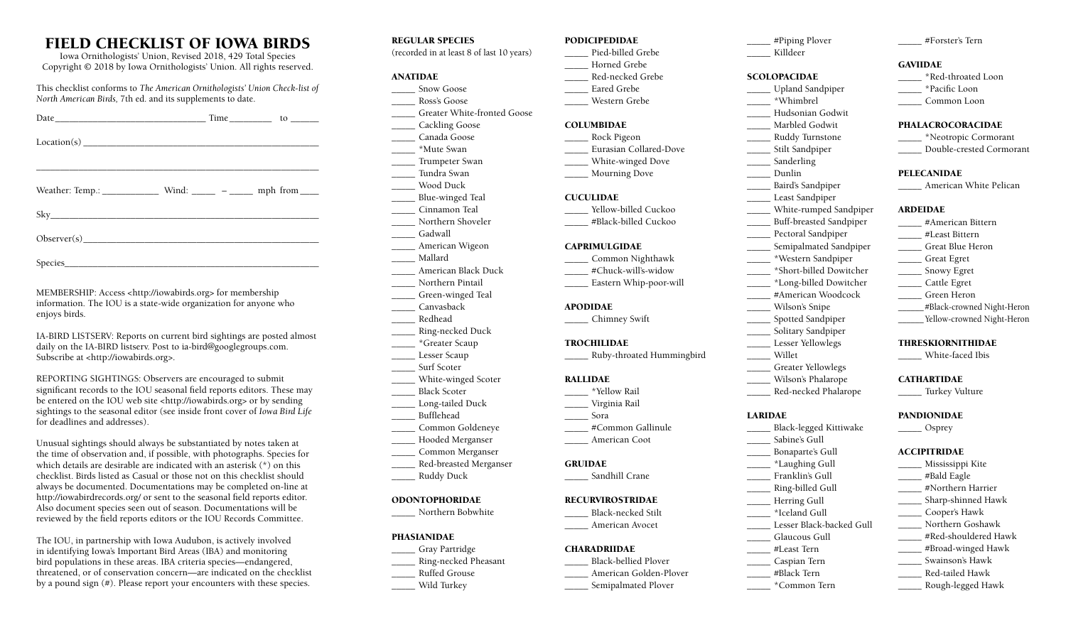# FIELD CHECKLIST OF IOWA BIRDS

Iowa Ornithologists' Union, Revised 2018, 429 Total Species
Copyright © 2018 by Iowa Ornithologists' Union. All rights reserved.

This checklist conforms to *The American Ornithologists' Union Check-list of North American Birds*, 7th ed. and its supplements to date.

Date________________________________ Time_________ to ______

Location(s) ________________________________________________

____________________________________________________________

Weather: Temp.: ____________ Wind: _____ – _____ mph from____

Sky_________________________________________________________

Observer(s)_________________________________________________

Species_____________________________________________________

MEMBERSHIP: Access <http://iowabirds.org> for membership information. The IOU is a state-wide organization for anyone who enjoys birds.

IA-BIRD LISTSERV: Reports on current bird sightings are posted almost daily on the IA-BIRD listserv. Post to ia-bird@googlegroups.com. Subscribe at <http://iowabirds.org>.

REPORTING SIGHTINGS: Observers are encouraged to submit significant records to the IOU seasonal field reports editors. These may be entered on the IOU web site <http://iowabirds.org> or by sending sightings to the seasonal editor (see inside front cover of *Iowa Bird Life* for deadlines and addresses).

Unusual sightings should always be substantiated by notes taken at the time of observation and, if possible, with photographs. Species for which details are desirable are indicated with an asterisk (*) on this checklist. Birds listed as Casual or those not on this checklist should always be documented. Documentations may be completed on-line at http://iowabirdrecords.org/ or sent to the seasonal field reports editor. Also document species seen out of season. Documentations will be reviewed by the field reports editors or the IOU Records Committee.

The IOU, in partnership with Iowa Audubon, is actively involved in identifying Iowa's Important Bird Areas (IBA) and monitoring bird populations in these areas. IBA criteria species—endangered, threatened, or of conservation concern—are indicated on the checklist by a pound sign (#). Please report your encounters with these species.

## REGULAR SPECIES
(recorded in at least 8 of last 10 years)

### ANATIDAE
_____ Snow Goose
_____ Ross's Goose
_____ Greater White-fronted Goose
_____ Cackling Goose
_____ Canada Goose
_____ *Mute Swan
_____ Trumpeter Swan
_____ Tundra Swan
_____ Wood Duck
_____ Blue-winged Teal
_____ Cinnamon Teal
_____ Northern Shoveler
_____ Gadwall
_____ American Wigeon
_____ Mallard
_____ American Black Duck
_____ Northern Pintail
_____ Green-winged Teal
_____ Canvasback
_____ Redhead
_____ Ring-necked Duck
_____ *Greater Scaup
_____ Lesser Scaup
_____ Surf Scoter
_____ White-winged Scoter
_____ Black Scoter
_____ Long-tailed Duck
_____ Bufflehead
_____ Common Goldeneye
_____ Hooded Merganser
_____ Common Merganser
_____ Red-breasted Merganser
_____ Ruddy Duck

### ODONTOPHORIDAE
_____ Northern Bobwhite

### PHASIANIDAE
_____ Gray Partridge
_____ Ring-necked Pheasant
_____ Ruffed Grouse
_____ Wild Turkey

### PODICIPEDIDAE
_____ Pied-billed Grebe
_____ Horned Grebe
_____ Red-necked Grebe
_____ Eared Grebe
_____ Western Grebe

### COLUMBIDAE
_____ Rock Pigeon
_____ Eurasian Collared-Dove
_____ White-winged Dove
_____ Mourning Dove

### CUCULIDAE
_____ Yellow-billed Cuckoo
_____ #Black-billed Cuckoo

### CAPRIMULGIDAE
_____ Common Nighthawk
_____ #Chuck-will's-widow
_____ Eastern Whip-poor-will

### APODIDAE
_____ Chimney Swift

### TROCHILIDAE
_____ Ruby-throated Hummingbird

### RALLIDAE
_____ *Yellow Rail
_____ Virginia Rail
_____ Sora
_____ #Common Gallinule
_____ American Coot

### GRUIDAE
_____ Sandhill Crane

### RECURVIROSTRIDAE
_____ Black-necked Stilt
_____ American Avocet

### CHARADRIIDAE
_____ Black-bellied Plover
_____ American Golden-Plover
_____ Semipalmated Plover
_____ #Piping Plover
_____ Killdeer

### SCOLOPACIDAE
_____ Upland Sandpiper
_____ *Whimbrel
_____ Hudsonian Godwit
_____ Marbled Godwit
_____ Ruddy Turnstone
_____ Stilt Sandpiper
_____ Sanderling
_____ Dunlin
_____ Baird's Sandpiper
_____ Least Sandpiper
_____ White-rumped Sandpiper
_____ Buff-breasted Sandpiper
_____ Pectoral Sandpiper
_____ Semipalmated Sandpiper
_____ *Western Sandpiper
_____ *Short-billed Dowitcher
_____ *Long-billed Dowitcher
_____ #American Woodcock
_____ Wilson's Snipe
_____ Spotted Sandpiper
_____ Solitary Sandpiper
_____ Lesser Yellowlegs
_____ Willet
_____ Greater Yellowlegs
_____ Wilson's Phalarope
_____ Red-necked Phalarope

### LARIDAE
_____ Black-legged Kittiwake
_____ Sabine's Gull
_____ Bonaparte's Gull
_____ *Laughing Gull
_____ Franklin's Gull
_____ Ring-billed Gull
_____ Herring Gull
_____ *Iceland Gull
_____ Lesser Black-backed Gull
_____ Glaucous Gull
_____ #Least Tern
_____ Caspian Tern
_____ #Black Tern
_____ *Common Tern
_____ #Forster's Tern

### GAVIIDAE
_____ *Red-throated Loon
_____ *Pacific Loon
_____ Common Loon

### PHALACROCORACIDAE
_____ *Neotropic Cormorant
_____ Double-crested Cormorant

### PELECANIDAE
_____ American White Pelican

### ARDEIDAE
_____ #American Bittern
_____ #Least Bittern
_____ Great Blue Heron
_____ Great Egret
_____ Snowy Egret
_____ Cattle Egret
_____ Green Heron
_____ #Black-crowned Night-Heron
_____ Yellow-crowned Night-Heron

### THRESKIORNITHIDAE
_____ White-faced Ibis

### CATHARTIDAE
_____ Turkey Vulture

### PANDIONIDAE
_____ Osprey

### ACCIPITRIDAE
_____ Mississippi Kite
_____ #Bald Eagle
_____ #Northern Harrier
_____ Sharp-shinned Hawk
_____ Cooper's Hawk
_____ Northern Goshawk
_____ #Red-shouldered Hawk
_____ #Broad-winged Hawk
_____ Swainson's Hawk
_____ Red-tailed Hawk
_____ Rough-legged Hawk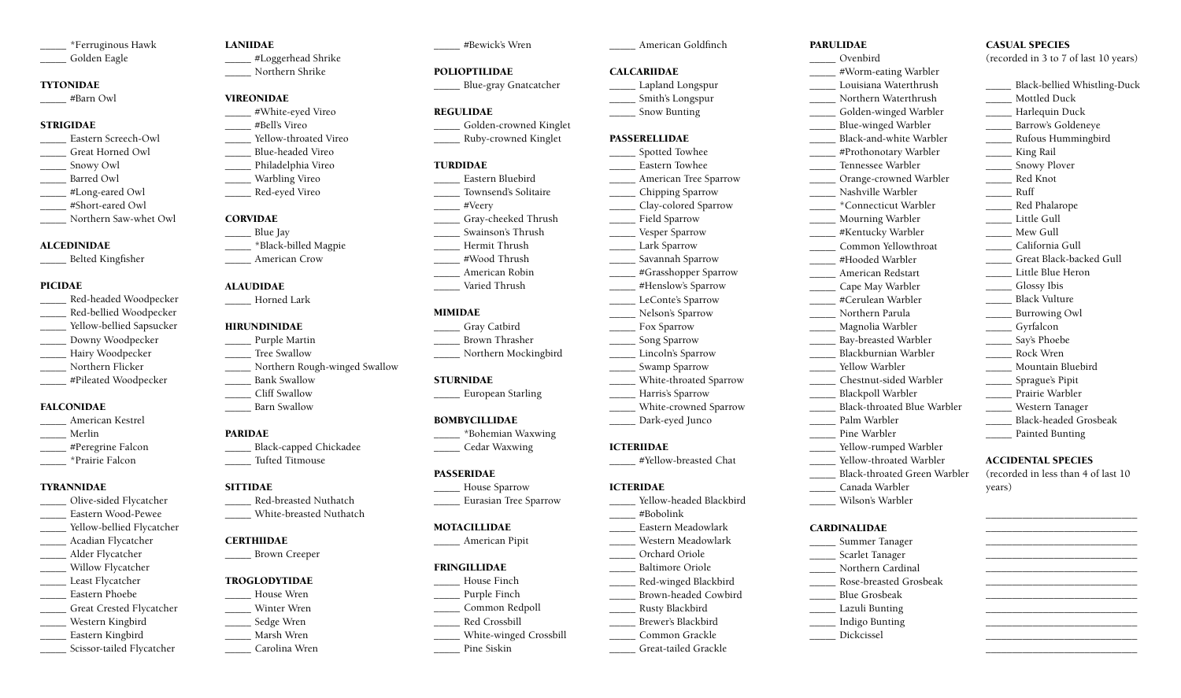_____ *Ferruginous Hawk
_____ Golden Eagle

**TYTONIDAE**
_____ #Barn Owl

**STRIGIDAE**
_____ Eastern Screech-Owl
_____ Great Horned Owl
_____ Snowy Owl
_____ Barred Owl
_____ #Long-eared Owl
_____ #Short-eared Owl
_____ Northern Saw-whet Owl

**ALCEDINIDAE**
_____ Belted Kingfisher

**PICIDAE**
_____ Red-headed Woodpecker
_____ Red-bellied Woodpecker
_____ Yellow-bellied Sapsucker
_____ Downy Woodpecker
_____ Hairy Woodpecker
_____ Northern Flicker
_____ #Pileated Woodpecker

**FALCONIDAE**
_____ American Kestrel
_____ Merlin
_____ #Peregrine Falcon
_____ *Prairie Falcon

**TYRANNIDAE**
_____ Olive-sided Flycatcher
_____ Eastern Wood-Pewee
_____ Yellow-bellied Flycatcher
_____ Acadian Flycatcher
_____ Alder Flycatcher
_____ Willow Flycatcher
_____ Least Flycatcher
_____ Eastern Phoebe
_____ Great Crested Flycatcher
_____ Western Kingbird
_____ Eastern Kingbird
_____ Scissor-tailed Flycatcher

**LANIIDAE**
_____ #Loggerhead Shrike
_____ Northern Shrike

**VIREONIDAE**
_____ #White-eyed Vireo
_____ #Bell's Vireo
_____ Yellow-throated Vireo
_____ Blue-headed Vireo
_____ Philadelphia Vireo
_____ Warbling Vireo
_____ Red-eyed Vireo

**CORVIDAE**
_____ Blue Jay
_____ *Black-billed Magpie
_____ American Crow

**ALAUDIDAE**
_____ Horned Lark

**HIRUNDINIDAE**
_____ Purple Martin
_____ Tree Swallow
_____ Northern Rough-winged Swallow
_____ Bank Swallow
_____ Cliff Swallow
_____ Barn Swallow

**PARIDAE**
_____ Black-capped Chickadee
_____ Tufted Titmouse

**SITTIDAE**
_____ Red-breasted Nuthatch
_____ White-breasted Nuthatch

**CERTHIIDAE**
_____ Brown Creeper

**TROGLODYTIDAE**
_____ House Wren
_____ Winter Wren
_____ Sedge Wren
_____ Marsh Wren
_____ Carolina Wren
_____ #Bewick's Wren

**POLIOPTILIDAE**
_____ Blue-gray Gnatcatcher

**REGULIDAE**
_____ Golden-crowned Kinglet
_____ Ruby-crowned Kinglet

**TURDIDAE**
_____ Eastern Bluebird
_____ Townsend's Solitaire
_____ #Veery
_____ Gray-cheeked Thrush
_____ Swainson's Thrush
_____ Hermit Thrush
_____ #Wood Thrush
_____ American Robin
_____ Varied Thrush

**MIMIDAE**
_____ Gray Catbird
_____ Brown Thrasher
_____ Northern Mockingbird

**STURNIDAE**
_____ European Starling

**BOMBYCILLIDAE**
_____ *Bohemian Waxwing
_____ Cedar Waxwing

**PASSERIDAE**
_____ House Sparrow
_____ Eurasian Tree Sparrow

**MOTACILLIDAE**
_____ American Pipit

**FRINGILLIDAE**
_____ House Finch
_____ Purple Finch
_____ Common Redpoll
_____ Red Crossbill
_____ White-winged Crossbill
_____ Pine Siskin
_____ American Goldfinch

**CALCARIIDAE**
_____ Lapland Longspur
_____ Smith's Longspur
_____ Snow Bunting

**PASSERELLIDAE**
_____ Spotted Towhee
_____ Eastern Towhee
_____ American Tree Sparrow
_____ Chipping Sparrow
_____ Clay-colored Sparrow
_____ Field Sparrow
_____ Vesper Sparrow
_____ Lark Sparrow
_____ Savannah Sparrow
_____ #Grasshopper Sparrow
_____ #Henslow's Sparrow
_____ LeConte's Sparrow
_____ Nelson's Sparrow
_____ Fox Sparrow
_____ Song Sparrow
_____ Lincoln's Sparrow
_____ Swamp Sparrow
_____ White-throated Sparrow
_____ Harris's Sparrow
_____ White-crowned Sparrow
_____ Dark-eyed Junco

**ICTERIIDAE**
_____ #Yellow-breasted Chat

**ICTERIDAE**
_____ Yellow-headed Blackbird
_____ #Bobolink
_____ Eastern Meadowlark
_____ Western Meadowlark
_____ Orchard Oriole
_____ Baltimore Oriole
_____ Red-winged Blackbird
_____ Brown-headed Cowbird
_____ Rusty Blackbird
_____ Brewer's Blackbird
_____ Common Grackle
_____ Great-tailed Grackle

**PARULIDAE**
_____ Ovenbird
_____ #Worm-eating Warbler
_____ Louisiana Waterthrush
_____ Northern Waterthrush
_____ Golden-winged Warbler
_____ Blue-winged Warbler
_____ Black-and-white Warbler
_____ #Prothonotary Warbler
_____ Tennessee Warbler
_____ Orange-crowned Warbler
_____ Nashville Warbler
_____ *Connecticut Warbler
_____ Mourning Warbler
_____ #Kentucky Warbler
_____ Common Yellowthroat
_____ #Hooded Warbler
_____ American Redstart
_____ Cape May Warbler
_____ #Cerulean Warbler
_____ Northern Parula
_____ Magnolia Warbler
_____ Bay-breasted Warbler
_____ Blackburnian Warbler
_____ Yellow Warbler
_____ Chestnut-sided Warbler
_____ Blackpoll Warbler
_____ Black-throated Blue Warbler
_____ Palm Warbler
_____ Pine Warbler
_____ Yellow-rumped Warbler
_____ Yellow-throated Warbler
_____ Black-throated Green Warbler
_____ Canada Warbler
_____ Wilson's Warbler

**CARDINALIDAE**
_____ Summer Tanager
_____ Scarlet Tanager
_____ Northern Cardinal
_____ Rose-breasted Grosbeak
_____ Blue Grosbeak
_____ Lazuli Bunting
_____ Indigo Bunting
_____ Dickcissel

**CASUAL SPECIES**
(recorded in 3 to 7 of last 10 years)

_____ Black-bellied Whistling-Duck
_____ Mottled Duck
_____ Harlequin Duck
_____ Barrow's Goldeneye
_____ Rufous Hummingbird
_____ King Rail
_____ Snowy Plover
_____ Red Knot
_____ Ruff
_____ Red Phalarope
_____ Little Gull
_____ Mew Gull
_____ California Gull
_____ Great Black-backed Gull
_____ Little Blue Heron
_____ Glossy Ibis
_____ Black Vulture
_____ Burrowing Owl
_____ Gyrfalcon
_____ Say's Phoebe
_____ Rock Wren
_____ Mountain Bluebird
_____ Sprague's Pipit
_____ Prairie Warbler
_____ Western Tanager
_____ Black-headed Grosbeak
_____ Painted Bunting

**ACCIDENTAL SPECIES**
(recorded in less than 4 of last 10 years)

_____________________________
_____________________________
_____________________________
_____________________________
_____________________________
_____________________________
_____________________________
_____________________________
_____________________________
_____________________________
_____________________________